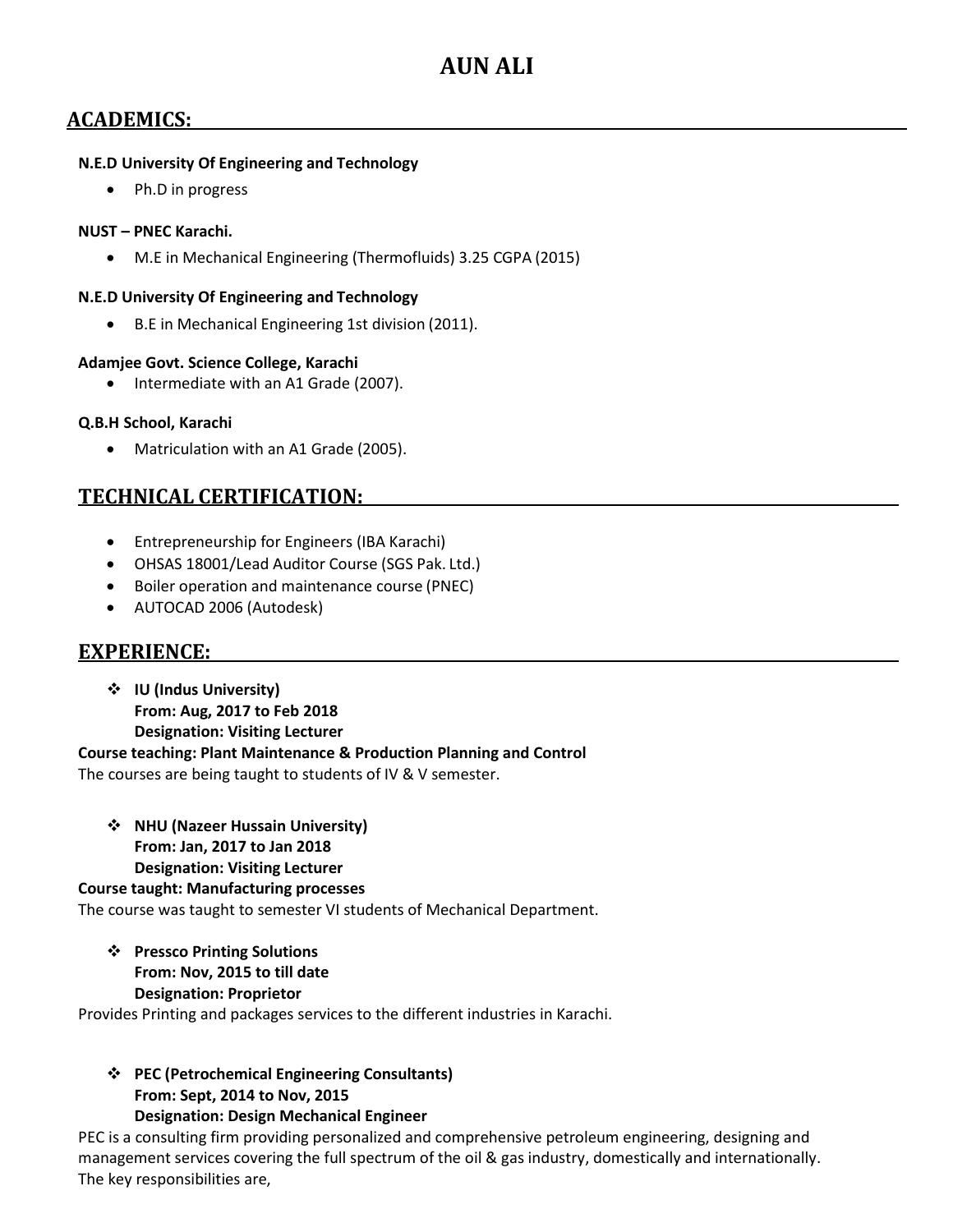# AUN ALI

## ACADEMICS:

**N.E.D University Of Engineering and Technology**

- Ph.D in progress

**NUST – PNEC Karachi.**

- M.E in Mechanical Engineering (Thermofluids) 3.25 CGPA (2015)

**N.E.D University Of Engineering and Technology**

- B.E in Mechanical Engineering 1st division (2011).

**Adamjee Govt. Science College, Karachi**

- Intermediate with an A1 Grade (2007).

**Q.B.H School, Karachi**

- Matriculation with an A1 Grade (2005).

## TECHNICAL CERTIFICATION:

- Entrepreneurship for Engineers (IBA Karachi)
- OHSAS 18001/Lead Auditor Course (SGS Pak. Ltd.)
- Boiler operation and maintenance course (PNEC)
- AUTOCAD 2006 (Autodesk)

## EXPERIENCE:

- **IU (Indus University)**
  **From: Aug, 2017 to Feb 2018**
  **Designation: Visiting Lecturer**

**Course teaching: Plant Maintenance & Production Planning and Control**
The courses are being taught to students of IV & V semester.

- **NHU (Nazeer Hussain University)**
  **From: Jan, 2017 to Jan 2018**
  **Designation: Visiting Lecturer**

**Course taught: Manufacturing processes**
The course was taught to semester VI students of Mechanical Department.

- **Pressco Printing Solutions**
  **From: Nov, 2015 to till date**
  **Designation: Proprietor**

Provides Printing and packages services to the different industries in Karachi.

- **PEC (Petrochemical Engineering Consultants)**
  **From: Sept, 2014 to Nov, 2015**
  **Designation: Design Mechanical Engineer**

PEC is a consulting firm providing personalized and comprehensive petroleum engineering, designing and management services covering the full spectrum of the oil & gas industry, domestically and internationally. The key responsibilities are,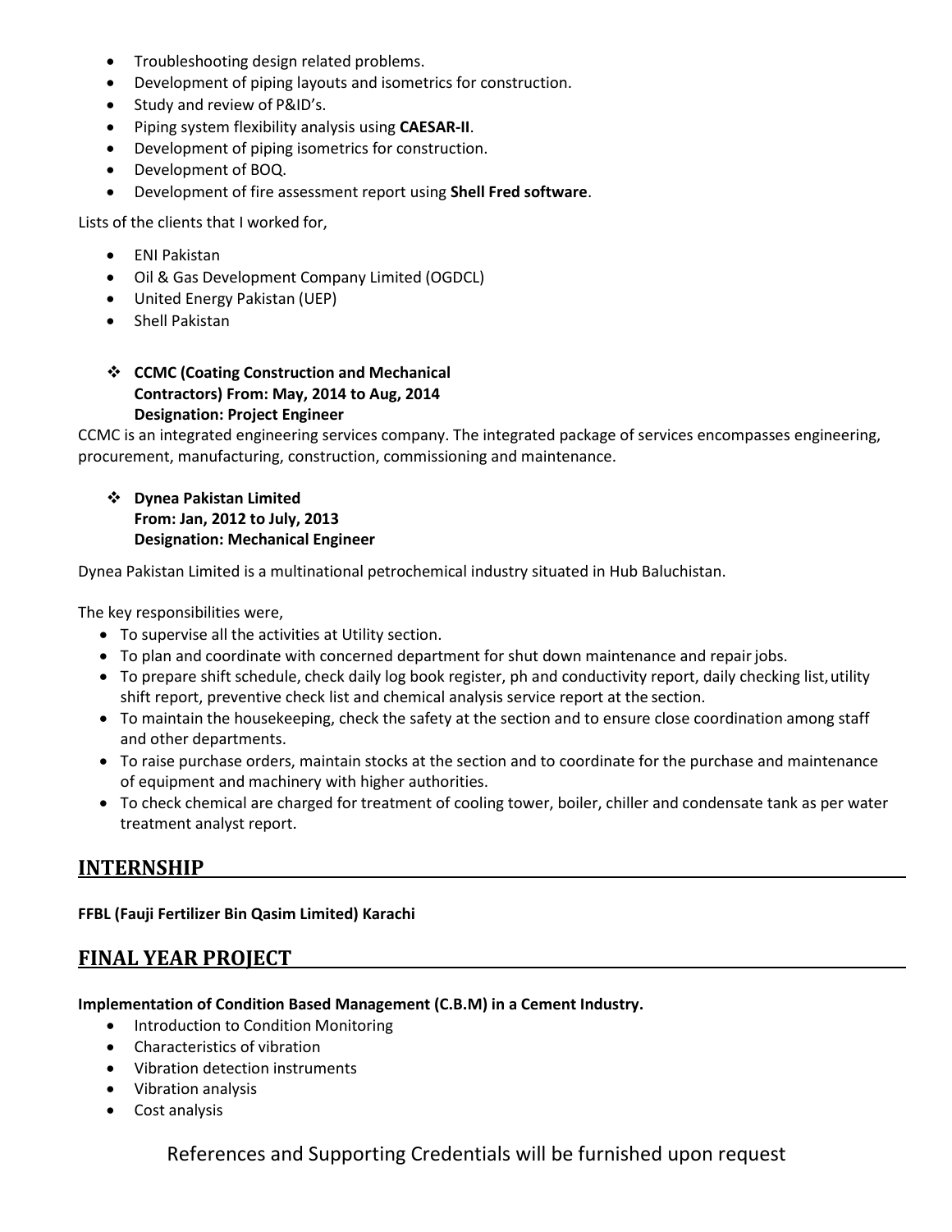- Troubleshooting design related problems.
- Development of piping layouts and isometrics for construction.
- Study and review of P&ID's.
- Piping system flexibility analysis using **CAESAR-II**.
- Development of piping isometrics for construction.
- Development of BOQ.
- Development of fire assessment report using **Shell Fred software**.

Lists of the clients that I worked for,

- ENI Pakistan
- Oil & Gas Development Company Limited (OGDCL)
- United Energy Pakistan (UEP)
- Shell Pakistan

❖ **CCMC (Coating Construction and Mechanical Contractors) From: May, 2014 to Aug, 2014**
**Designation: Project Engineer**

CCMC is an integrated engineering services company. The integrated package of services encompasses engineering, procurement, manufacturing, construction, commissioning and maintenance.

❖ **Dynea Pakistan Limited**
**From: Jan, 2012 to July, 2013**
**Designation: Mechanical Engineer**

Dynea Pakistan Limited is a multinational petrochemical industry situated in Hub Baluchistan.

The key responsibilities were,

- To supervise all the activities at Utility section.
- To plan and coordinate with concerned department for shut down maintenance and repair jobs.
- To prepare shift schedule, check daily log book register, ph and conductivity report, daily checking list, utility shift report, preventive check list and chemical analysis service report at the section.
- To maintain the housekeeping, check the safety at the section and to ensure close coordination among staff and other departments.
- To raise purchase orders, maintain stocks at the section and to coordinate for the purchase and maintenance of equipment and machinery with higher authorities.
- To check chemical are charged for treatment of cooling tower, boiler, chiller and condensate tank as per water treatment analyst report.

## INTERNSHIP

**FFBL (Fauji Fertilizer Bin Qasim Limited) Karachi**

## FINAL YEAR PROJECT

**Implementation of Condition Based Management (C.B.M) in a Cement Industry.**

- Introduction to Condition Monitoring
- Characteristics of vibration
- Vibration detection instruments
- Vibration analysis
- Cost analysis

References and Supporting Credentials will be furnished upon request